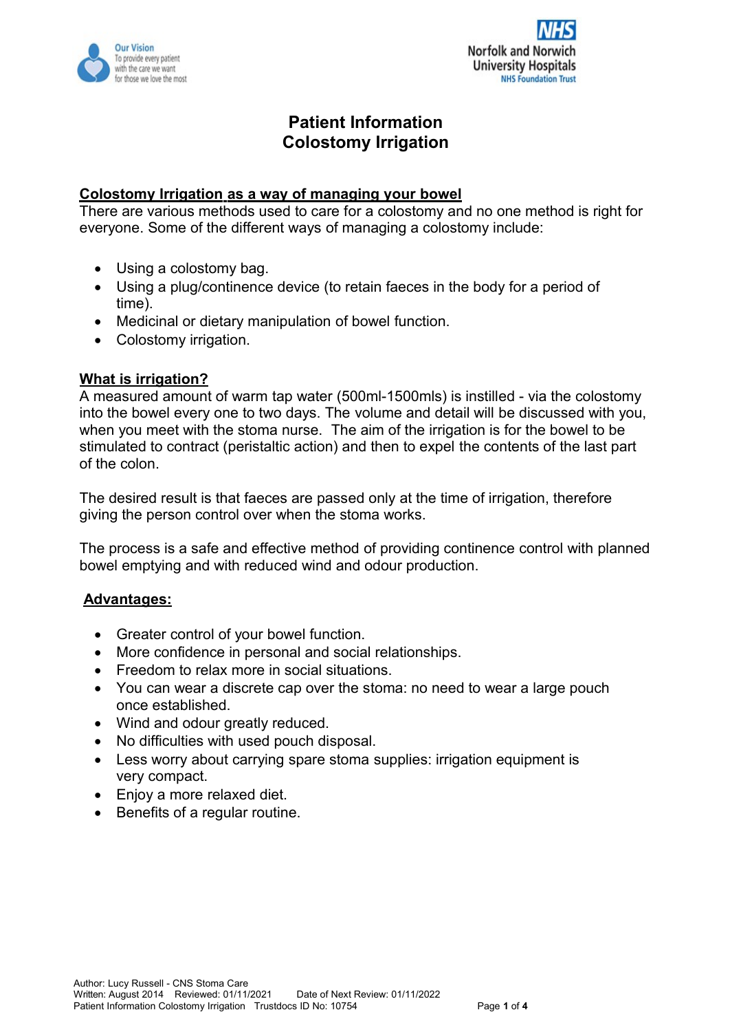# Patient Information
# Colostomy Irrigation

## Colostomy Irrigation as a way of managing your bowel

There are various methods used to care for a colostomy and no one method is right for everyone. Some of the different ways of managing a colostomy include:

- Using a colostomy bag.
- Using a plug/continence device (to retain faeces in the body for a period of time).
- Medicinal or dietary manipulation of bowel function.
- Colostomy irrigation.

## What is irrigation?

A measured amount of warm tap water (500ml-1500mls) is instilled - via the colostomy into the bowel every one to two days. The volume and detail will be discussed with you, when you meet with the stoma nurse. The aim of the irrigation is for the bowel to be stimulated to contract (peristaltic action) and then to expel the contents of the last part of the colon.

The desired result is that faeces are passed only at the time of irrigation, therefore giving the person control over when the stoma works.

The process is a safe and effective method of providing continence control with planned bowel emptying and with reduced wind and odour production.

## Advantages:

- Greater control of your bowel function.
- More confidence in personal and social relationships.
- Freedom to relax more in social situations.
- You can wear a discrete cap over the stoma: no need to wear a large pouch once established.
- Wind and odour greatly reduced.
- No difficulties with used pouch disposal.
- Less worry about carrying spare stoma supplies: irrigation equipment is very compact.
- Enjoy a more relaxed diet.
- Benefits of a regular routine.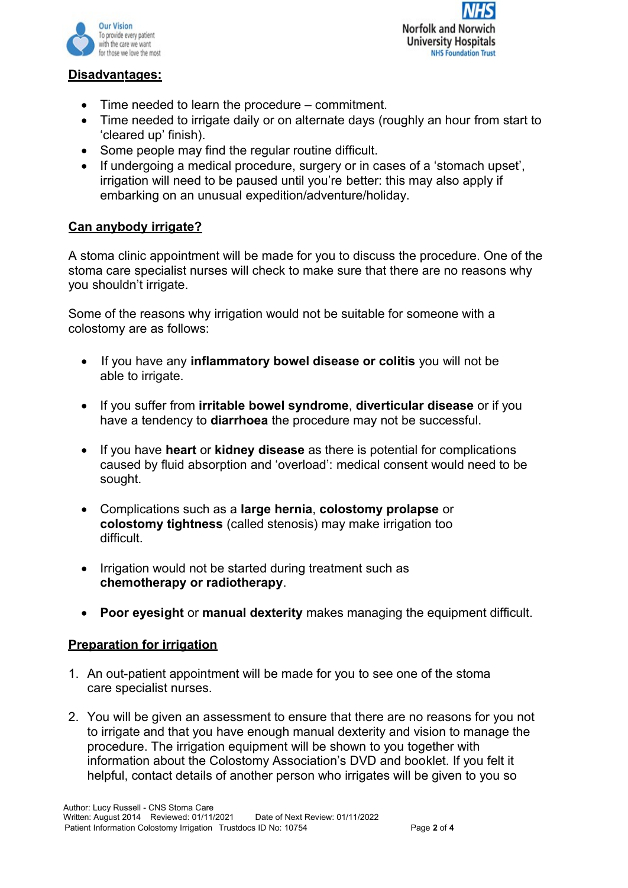**Disadvantages:**

- Time needed to learn the procedure – commitment.
- Time needed to irrigate daily or on alternate days (roughly an hour from start to 'cleared up' finish).
- Some people may find the regular routine difficult.
- If undergoing a medical procedure, surgery or in cases of a 'stomach upset', irrigation will need to be paused until you're better: this may also apply if embarking on an unusual expedition/adventure/holiday.

**Can anybody irrigate?**

A stoma clinic appointment will be made for you to discuss the procedure. One of the stoma care specialist nurses will check to make sure that there are no reasons why you shouldn't irrigate.

Some of the reasons why irrigation would not be suitable for someone with a colostomy are as follows:

- If you have any **inflammatory bowel disease or colitis** you will not be able to irrigate.
- If you suffer from **irritable bowel syndrome**, **diverticular disease** or if you have a tendency to **diarrhoea** the procedure may not be successful.
- If you have **heart** or **kidney disease** as there is potential for complications caused by fluid absorption and 'overload': medical consent would need to be sought.
- Complications such as a **large hernia**, **colostomy prolapse** or **colostomy tightness** (called stenosis) may make irrigation too difficult.
- Irrigation would not be started during treatment such as **chemotherapy or radiotherapy**.
- **Poor eyesight** or **manual dexterity** makes managing the equipment difficult.

**Preparation for irrigation**

1. An out-patient appointment will be made for you to see one of the stoma care specialist nurses.
2. You will be given an assessment to ensure that there are no reasons for you not to irrigate and that you have enough manual dexterity and vision to manage the procedure. The irrigation equipment will be shown to you together with information about the Colostomy Association's DVD and booklet. If you felt it helpful, contact details of another person who irrigates will be given to you so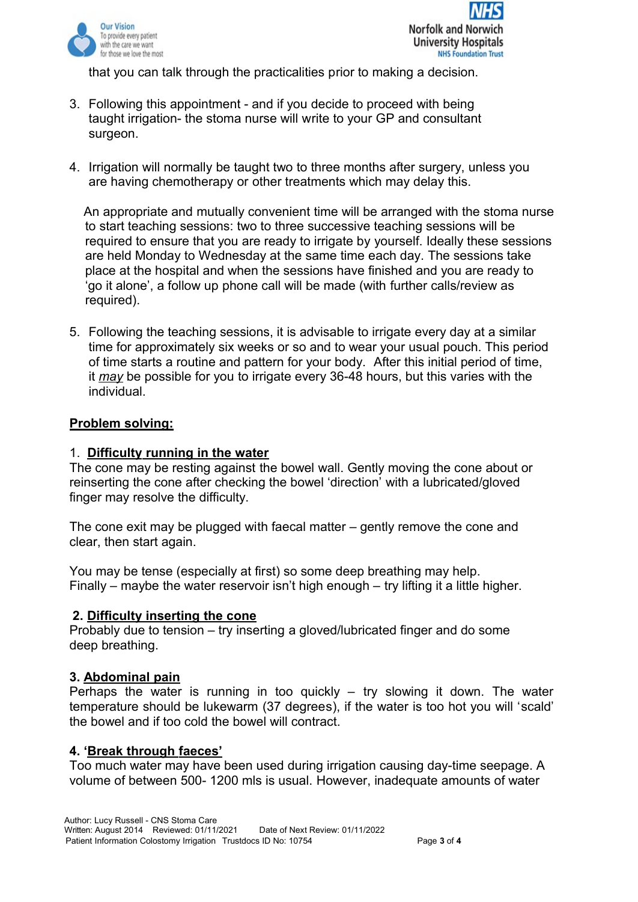that you can talk through the practicalities prior to making a decision.

3. Following this appointment - and if you decide to proceed with being taught irrigation- the stoma nurse will write to your GP and consultant surgeon.

4. Irrigation will normally be taught two to three months after surgery, unless you are having chemotherapy or other treatments which may delay this.

   An appropriate and mutually convenient time will be arranged with the stoma nurse to start teaching sessions: two to three successive teaching sessions will be required to ensure that you are ready to irrigate by yourself. Ideally these sessions are held Monday to Wednesday at the same time each day. The sessions take place at the hospital and when the sessions have finished and you are ready to 'go it alone', a follow up phone call will be made (with further calls/review as required).

5. Following the teaching sessions, it is advisable to irrigate every day at a similar time for approximately six weeks or so and to wear your usual pouch. This period of time starts a routine and pattern for your body. After this initial period of time, it *may* be possible for you to irrigate every 36-48 hours, but this varies with the individual.

## Problem solving:

### 1. Difficulty running in the water

The cone may be resting against the bowel wall. Gently moving the cone about or reinserting the cone after checking the bowel 'direction' with a lubricated/gloved finger may resolve the difficulty.

The cone exit may be plugged with faecal matter – gently remove the cone and clear, then start again.

You may be tense (especially at first) so some deep breathing may help.
Finally – maybe the water reservoir isn't high enough – try lifting it a little higher.

### 2. Difficulty inserting the cone

Probably due to tension – try inserting a gloved/lubricated finger and do some deep breathing.

### 3. Abdominal pain

Perhaps the water is running in too quickly – try slowing it down. The water temperature should be lukewarm (37 degrees), if the water is too hot you will 'scald' the bowel and if too cold the bowel will contract.

### 4. 'Break through faeces'

Too much water may have been used during irrigation causing day-time seepage. A volume of between 500- 1200 mls is usual. However, inadequate amounts of water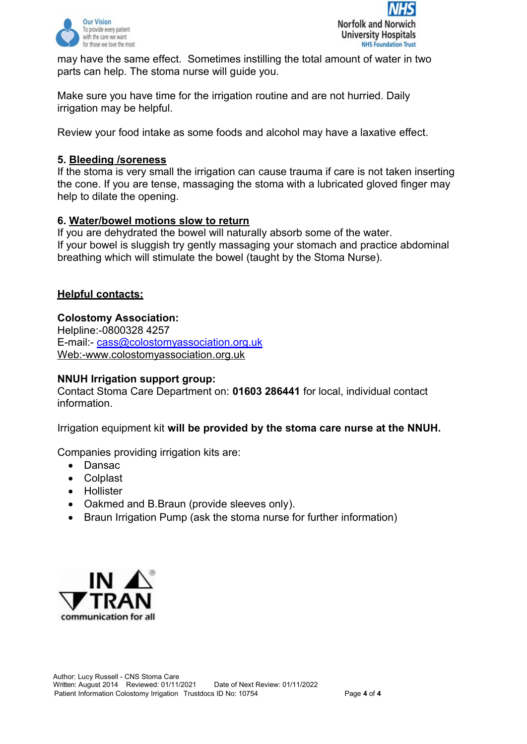may have the same effect. Sometimes instilling the total amount of water in two parts can help. The stoma nurse will guide you.

Make sure you have time for the irrigation routine and are not hurried. Daily irrigation may be helpful.

Review your food intake as some foods and alcohol may have a laxative effect.

**5. Bleeding /soreness**

If the stoma is very small the irrigation can cause trauma if care is not taken inserting the cone. If you are tense, massaging the stoma with a lubricated gloved finger may help to dilate the opening.

**6. Water/bowel motions slow to return**

If you are dehydrated the bowel will naturally absorb some of the water.
If your bowel is sluggish try gently massaging your stomach and practice abdominal breathing which will stimulate the bowel (taught by the Stoma Nurse).

## Helpful contacts:

**Colostomy Association:**
Helpline:-0800328 4257
E-mail:- cass@colostomyassociation.org.uk
Web:-www.colostomyassociation.org.uk

**NNUH Irrigation support group:**
Contact Stoma Care Department on: **01603 286441** for local, individual contact information.

Irrigation equipment kit **will be provided by the stoma care nurse at the NNUH.**

Companies providing irrigation kits are:

- Dansac
- Colplast
- Hollister
- Oakmed and B.Braun (provide sleeves only).
- Braun Irrigation Pump (ask the stoma nurse for further information)

IN TRAN communication for all

Author: Lucy Russell - CNS Stoma Care
Written: August 2014 Reviewed: 01/11/2021 Date of Next Review: 01/11/2022
Patient Information Colostomy Irrigation Trustdocs ID No: 10754